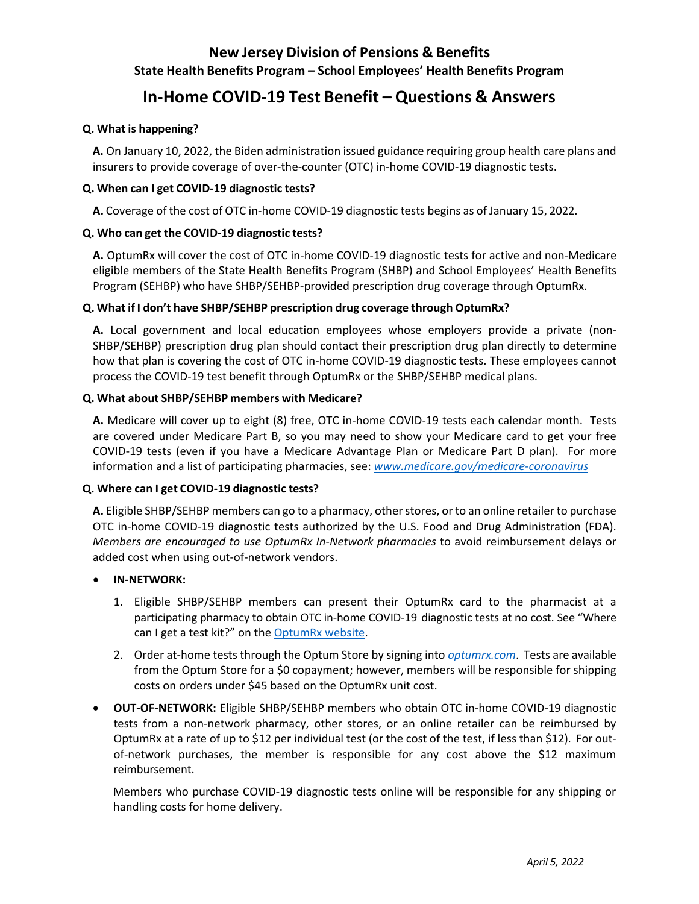# New Jersey Division of Pensions & Benefits

## State Health Benefits Program – School Employees' Health Benefits Program

# In-Home COVID-19 Test Benefit – Questions & Answers

**Q. What is happening?**

**A.** On January 10, 2022, the Biden administration issued guidance requiring group health care plans and insurers to provide coverage of over-the-counter (OTC) in-home COVID-19 diagnostic tests.

**Q. When can I get COVID-19 diagnostic tests?**

**A.** Coverage of the cost of OTC in-home COVID-19 diagnostic tests begins as of January 15, 2022.

**Q. Who can get the COVID-19 diagnostic tests?**

**A.** OptumRx will cover the cost of OTC in-home COVID-19 diagnostic tests for active and non-Medicare eligible members of the State Health Benefits Program (SHBP) and School Employees' Health Benefits Program (SEHBP) who have SHBP/SEHBP-provided prescription drug coverage through OptumRx.

**Q. What if I don't have SHBP/SEHBP prescription drug coverage through OptumRx?**

**A.** Local government and local education employees whose employers provide a private (non-SHBP/SEHBP) prescription drug plan should contact their prescription drug plan directly to determine how that plan is covering the cost of OTC in-home COVID-19 diagnostic tests. These employees cannot process the COVID-19 test benefit through OptumRx or the SHBP/SEHBP medical plans.

**Q. What about SHBP/SEHBP members with Medicare?**

**A.** Medicare will cover up to eight (8) free, OTC in-home COVID-19 tests each calendar month. Tests are covered under Medicare Part B, so you may need to show your Medicare card to get your free COVID-19 tests (even if you have a Medicare Advantage Plan or Medicare Part D plan). For more information and a list of participating pharmacies, see: *www.medicare.gov/medicare-coronavirus*

**Q. Where can I get COVID-19 diagnostic tests?**

**A.** Eligible SHBP/SEHBP members can go to a pharmacy, other stores, or to an online retailer to purchase OTC in-home COVID-19 diagnostic tests authorized by the U.S. Food and Drug Administration (FDA). *Members are encouraged to use OptumRx In-Network pharmacies* to avoid reimbursement delays or added cost when using out-of-network vendors.

- **IN-NETWORK:**
  1. Eligible SHBP/SEHBP members can present their OptumRx card to the pharmacist at a participating pharmacy to obtain OTC in-home COVID-19 diagnostic tests at no cost. See "Where can I get a test kit?" on the OptumRx website.
  2. Order at-home tests through the Optum Store by signing into *optumrx.com*. Tests are available from the Optum Store for a $0 copayment; however, members will be responsible for shipping costs on orders under $45 based on the OptumRx unit cost.
- **OUT-OF-NETWORK:** Eligible SHBP/SEHBP members who obtain OTC in-home COVID-19 diagnostic tests from a non-network pharmacy, other stores, or an online retailer can be reimbursed by OptumRx at a rate of up to $12 per individual test (or the cost of the test, if less than $12). For out-of-network purchases, the member is responsible for any cost above the $12 maximum reimbursement.

  Members who purchase COVID-19 diagnostic tests online will be responsible for any shipping or handling costs for home delivery.

*April 5, 2022*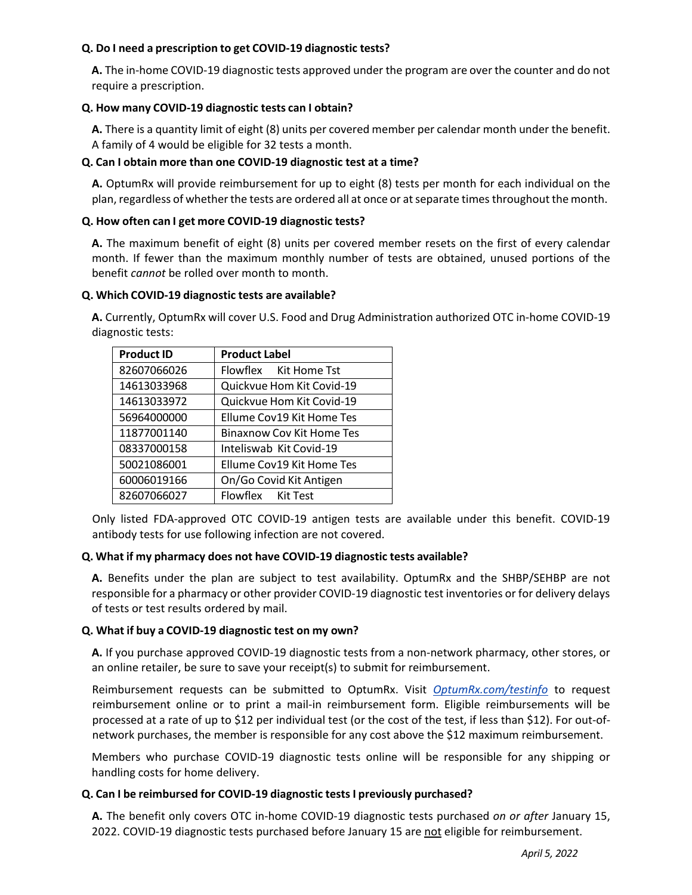**Q. Do I need a prescription to get COVID-19 diagnostic tests?**

**A.** The in-home COVID-19 diagnostic tests approved under the program are over the counter and do not require a prescription.

**Q. How many COVID-19 diagnostic tests can I obtain?**

**A.** There is a quantity limit of eight (8) units per covered member per calendar month under the benefit. A family of 4 would be eligible for 32 tests a month.

**Q. Can I obtain more than one COVID-19 diagnostic test at a time?**

**A.** OptumRx will provide reimbursement for up to eight (8) tests per month for each individual on the plan, regardless of whether the tests are ordered all at once or at separate times throughout the month.

**Q. How often can I get more COVID-19 diagnostic tests?**

**A.** The maximum benefit of eight (8) units per covered member resets on the first of every calendar month. If fewer than the maximum monthly number of tests are obtained, unused portions of the benefit *cannot* be rolled over month to month.

**Q. Which COVID-19 diagnostic tests are available?**

**A.** Currently, OptumRx will cover U.S. Food and Drug Administration authorized OTC in-home COVID-19 diagnostic tests:

| Product ID | Product Label |
|---|---|
| 82607066026 | Flowflex Kit Home Tst |
| 14613033968 | Quickvue Hom Kit Covid-19 |
| 14613033972 | Quickvue Hom Kit Covid-19 |
| 56964000000 | Ellume Cov19 Kit Home Tes |
| 11877001140 | Binaxnow Cov Kit Home Tes |
| 08337000158 | Inteliswab Kit Covid-19 |
| 50021086001 | Ellume Cov19 Kit Home Tes |
| 60006019166 | On/Go Covid Kit Antigen |
| 82607066027 | Flowflex Kit Test |

Only listed FDA-approved OTC COVID-19 antigen tests are available under this benefit. COVID-19 antibody tests for use following infection are not covered.

**Q. What if my pharmacy does not have COVID-19 diagnostic tests available?**

**A.** Benefits under the plan are subject to test availability. OptumRx and the SHBP/SEHBP are not responsible for a pharmacy or other provider COVID-19 diagnostic test inventories or for delivery delays of tests or test results ordered by mail.

**Q. What if buy a COVID-19 diagnostic test on my own?**

**A.** If you purchase approved COVID-19 diagnostic tests from a non-network pharmacy, other stores, or an online retailer, be sure to save your receipt(s) to submit for reimbursement.

Reimbursement requests can be submitted to OptumRx. Visit *OptumRx.com/testinfo* to request reimbursement online or to print a mail-in reimbursement form. Eligible reimbursements will be processed at a rate of up to $12 per individual test (or the cost of the test, if less than $12). For out-of-network purchases, the member is responsible for any cost above the $12 maximum reimbursement.

Members who purchase COVID-19 diagnostic tests online will be responsible for any shipping or handling costs for home delivery.

**Q. Can I be reimbursed for COVID-19 diagnostic tests I previously purchased?**

**A.** The benefit only covers OTC in-home COVID-19 diagnostic tests purchased *on or after* January 15, 2022. COVID-19 diagnostic tests purchased before January 15 are not eligible for reimbursement.

*April 5, 2022*